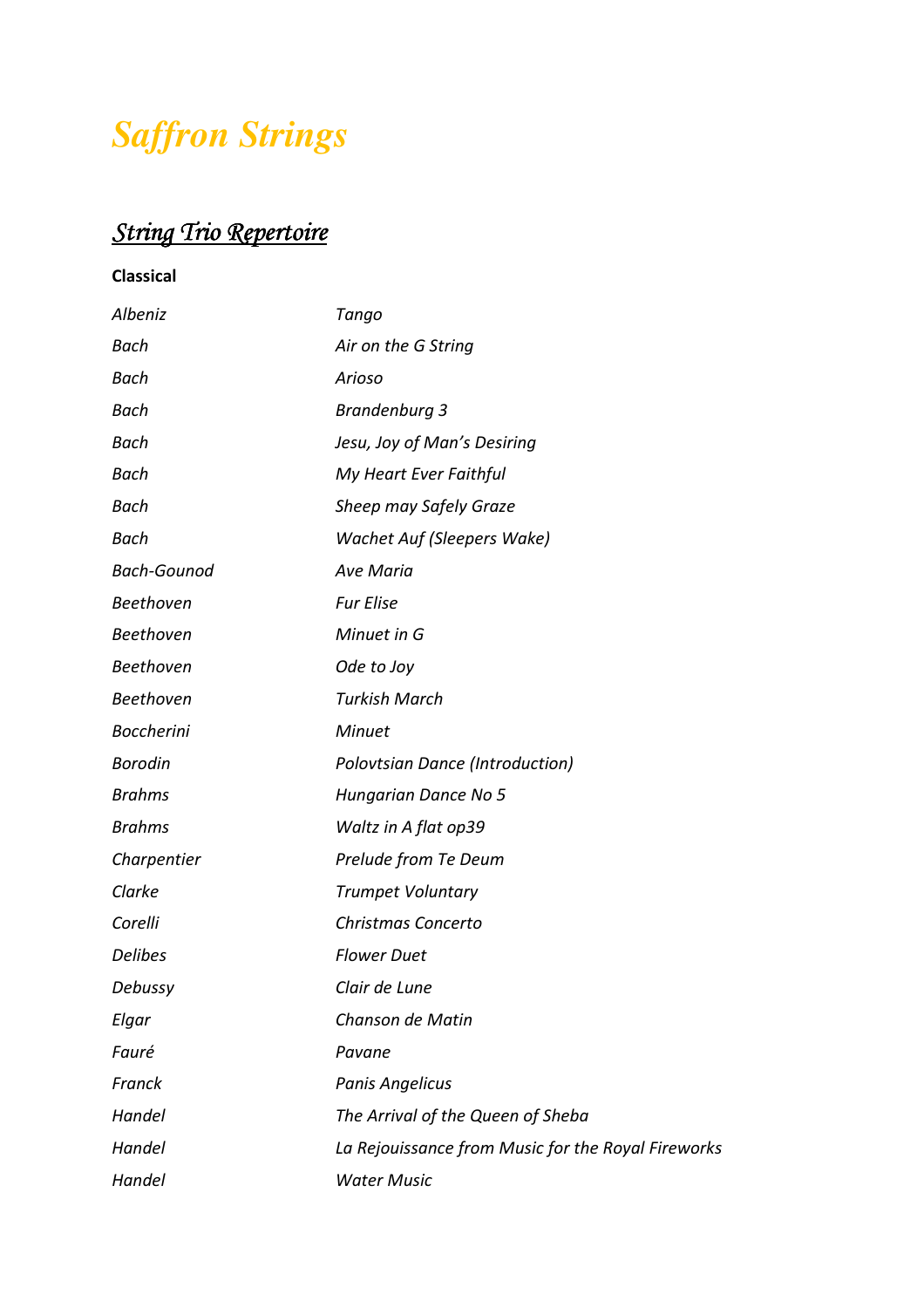# *Saffron Strings*

## *String Trio Repertoire*

**Classical**

| | |
|---|---|
| *Albeniz* | *Tango* |
| *Bach* | *Air on the G String* |
| *Bach* | *Arioso* |
| *Bach* | *Brandenburg 3* |
| *Bach* | *Jesu, Joy of Man's Desiring* |
| *Bach* | *My Heart Ever Faithful* |
| *Bach* | *Sheep may Safely Graze* |
| *Bach* | *Wachet Auf (Sleepers Wake)* |
| *Bach-Gounod* | *Ave Maria* |
| *Beethoven* | *Fur Elise* |
| *Beethoven* | *Minuet in G* |
| *Beethoven* | *Ode to Joy* |
| *Beethoven* | *Turkish March* |
| *Boccherini* | *Minuet* |
| *Borodin* | *Polovtsian Dance (Introduction)* |
| *Brahms* | *Hungarian Dance No 5* |
| *Brahms* | *Waltz in A flat op39* |
| *Charpentier* | *Prelude from Te Deum* |
| *Clarke* | *Trumpet Voluntary* |
| *Corelli* | *Christmas Concerto* |
| *Delibes* | *Flower Duet* |
| *Debussy* | *Clair de Lune* |
| *Elgar* | *Chanson de Matin* |
| *Fauré* | *Pavane* |
| *Franck* | *Panis Angelicus* |
| *Handel* | *The Arrival of the Queen of Sheba* |
| *Handel* | *La Rejouissance from Music for the Royal Fireworks* |
| *Handel* | *Water Music* |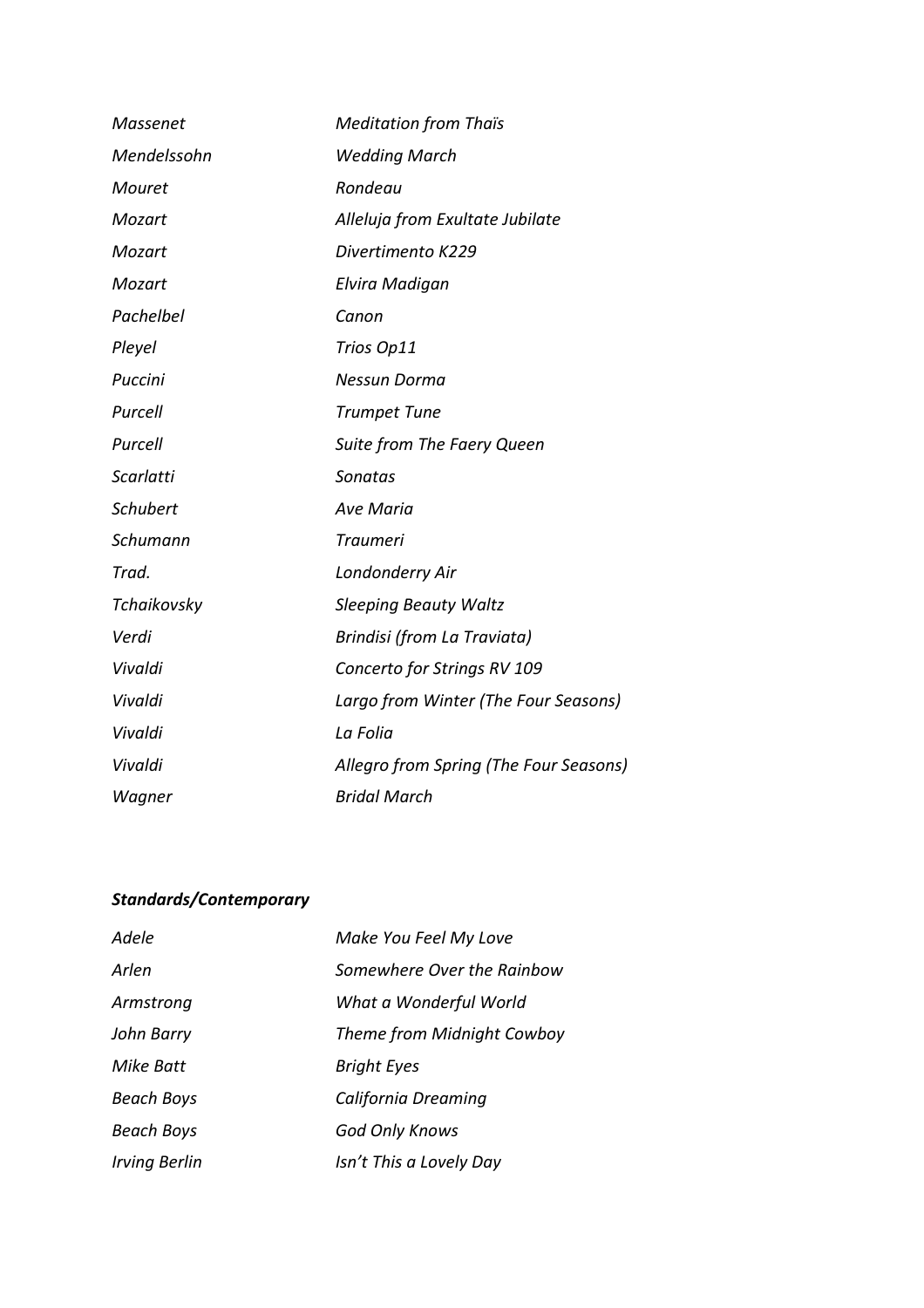| | |
|---|---|
| *Massenet* | *Meditation from Thaïs* |
| *Mendelssohn* | *Wedding March* |
| *Mouret* | *Rondeau* |
| *Mozart* | *Alleluja from Exultate Jubilate* |
| *Mozart* | *Divertimento K229* |
| *Mozart* | *Elvira Madigan* |
| *Pachelbel* | *Canon* |
| *Pleyel* | *Trios Op11* |
| *Puccini* | *Nessun Dorma* |
| *Purcell* | *Trumpet Tune* |
| *Purcell* | *Suite from The Faery Queen* |
| *Scarlatti* | *Sonatas* |
| *Schubert* | *Ave Maria* |
| *Schumann* | *Traumeri* |
| *Trad.* | *Londonderry Air* |
| *Tchaikovsky* | *Sleeping Beauty Waltz* |
| *Verdi* | *Brindisi (from La Traviata)* |
| *Vivaldi* | *Concerto for Strings RV 109* |
| *Vivaldi* | *Largo from Winter (The Four Seasons)* |
| *Vivaldi* | *La Folia* |
| *Vivaldi* | *Allegro from Spring (The Four Seasons)* |
| *Wagner* | *Bridal March* |

### ***Standards/Contemporary***

| | |
|---|---|
| *Adele* | *Make You Feel My Love* |
| *Arlen* | *Somewhere Over the Rainbow* |
| *Armstrong* | *What a Wonderful World* |
| *John Barry* | *Theme from Midnight Cowboy* |
| *Mike Batt* | *Bright Eyes* |
| *Beach Boys* | *California Dreaming* |
| *Beach Boys* | *God Only Knows* |
| *Irving Berlin* | *Isn't This a Lovely Day* |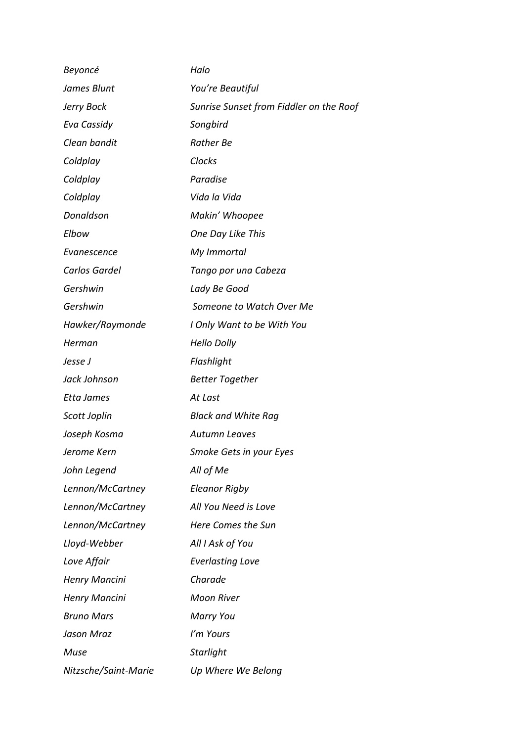| | |
|---|---|
| *Beyoncé* | *Halo* |
| *James Blunt* | *You're Beautiful* |
| *Jerry Bock* | *Sunrise Sunset from Fiddler on the Roof* |
| *Eva Cassidy* | *Songbird* |
| *Clean bandit* | *Rather Be* |
| *Coldplay* | *Clocks* |
| *Coldplay* | *Paradise* |
| *Coldplay* | *Vida la Vida* |
| *Donaldson* | *Makin' Whoopee* |
| *Elbow* | *One Day Like This* |
| *Evanescence* | *My Immortal* |
| *Carlos Gardel* | *Tango por una Cabeza* |
| *Gershwin* | *Lady Be Good* |
| *Gershwin* | *Someone to Watch Over Me* |
| *Hawker/Raymonde* | *I Only Want to be With You* |
| *Herman* | *Hello Dolly* |
| *Jesse J* | *Flashlight* |
| *Jack Johnson* | *Better Together* |
| *Etta James* | *At Last* |
| *Scott Joplin* | *Black and White Rag* |
| *Joseph Kosma* | *Autumn Leaves* |
| *Jerome Kern* | *Smoke Gets in your Eyes* |
| *John Legend* | *All of Me* |
| *Lennon/McCartney* | *Eleanor Rigby* |
| *Lennon/McCartney* | *All You Need is Love* |
| *Lennon/McCartney* | *Here Comes the Sun* |
| *Lloyd-Webber* | *All I Ask of You* |
| *Love Affair* | *Everlasting Love* |
| *Henry Mancini* | *Charade* |
| *Henry Mancini* | *Moon River* |
| *Bruno Mars* | *Marry You* |
| *Jason Mraz* | *I'm Yours* |
| *Muse* | *Starlight* |
| *Nitzsche/Saint-Marie* | *Up Where We Belong* |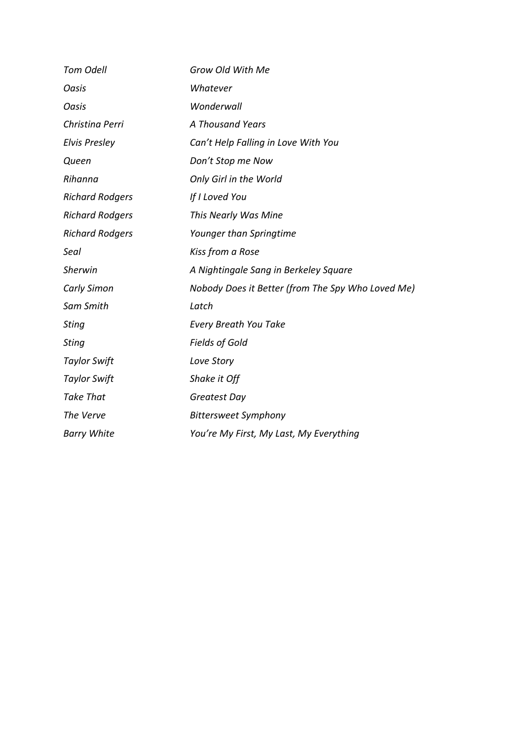| | |
|---|---|
| *Tom Odell* | *Grow Old With Me* |
| *Oasis* | *Whatever* |
| *Oasis* | *Wonderwall* |
| *Christina Perri* | *A Thousand Years* |
| *Elvis Presley* | *Can't Help Falling in Love With You* |
| *Queen* | *Don't Stop me Now* |
| *Rihanna* | *Only Girl in the World* |
| *Richard Rodgers* | *If I Loved You* |
| *Richard Rodgers* | *This Nearly Was Mine* |
| *Richard Rodgers* | *Younger than Springtime* |
| *Seal* | *Kiss from a Rose* |
| *Sherwin* | *A Nightingale Sang in Berkeley Square* |
| *Carly Simon* | *Nobody Does it Better (from The Spy Who Loved Me)* |
| *Sam Smith* | *Latch* |
| *Sting* | *Every Breath You Take* |
| *Sting* | *Fields of Gold* |
| *Taylor Swift* | *Love Story* |
| *Taylor Swift* | *Shake it Off* |
| *Take That* | *Greatest Day* |
| *The Verve* | *Bittersweet Symphony* |
| *Barry White* | *You're My First, My Last, My Everything* |